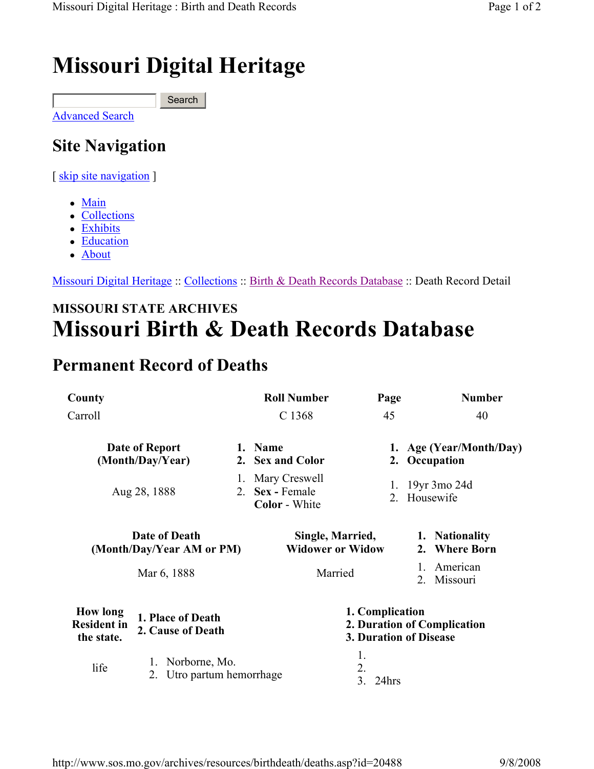# Missouri Digital Heritage

Search

Advanced Search

## Site Navigation

[ skip site navigation ]

- Main
- Collections
- Exhibits
- Education
- About

Missouri Digital Heritage :: Collections :: Birth & Death Records Database :: Death Record Detail

**MISSOURI STATE ARCHIVES**

# Missouri Birth & Death Records Database

## Permanent Record of Deaths

| County | Roll Number | Page | Number |
|---|---|---|---|
| Carroll | C 1368 | 45 | 40 |

| Date of Report (Month/Day/Year) | 1. Name 2. Sex and Color | 1. Age (Year/Month/Day) 2. Occupation |
|---|---|---|
| Aug 28, 1888 | 1. Mary Creswell 2. **Sex** - Female **Color** - White | 1. 19yr 3mo 24d 2. Housewife |

| Date of Death (Month/Day/Year AM or PM) | Single, Married, Widower or Widow | 1. Nationality 2. Where Born |
|---|---|---|
| Mar 6, 1888 | Married | 1. American 2. Missouri |

| How long Resident in the state. | 1. Place of Death 2. Cause of Death | 1. Complication 2. Duration of Complication 3. Duration of Disease |
|---|---|---|
| life | 1. Norborne, Mo. 2. Utro partum hemorrhage | 1. 2. 3. 24hrs |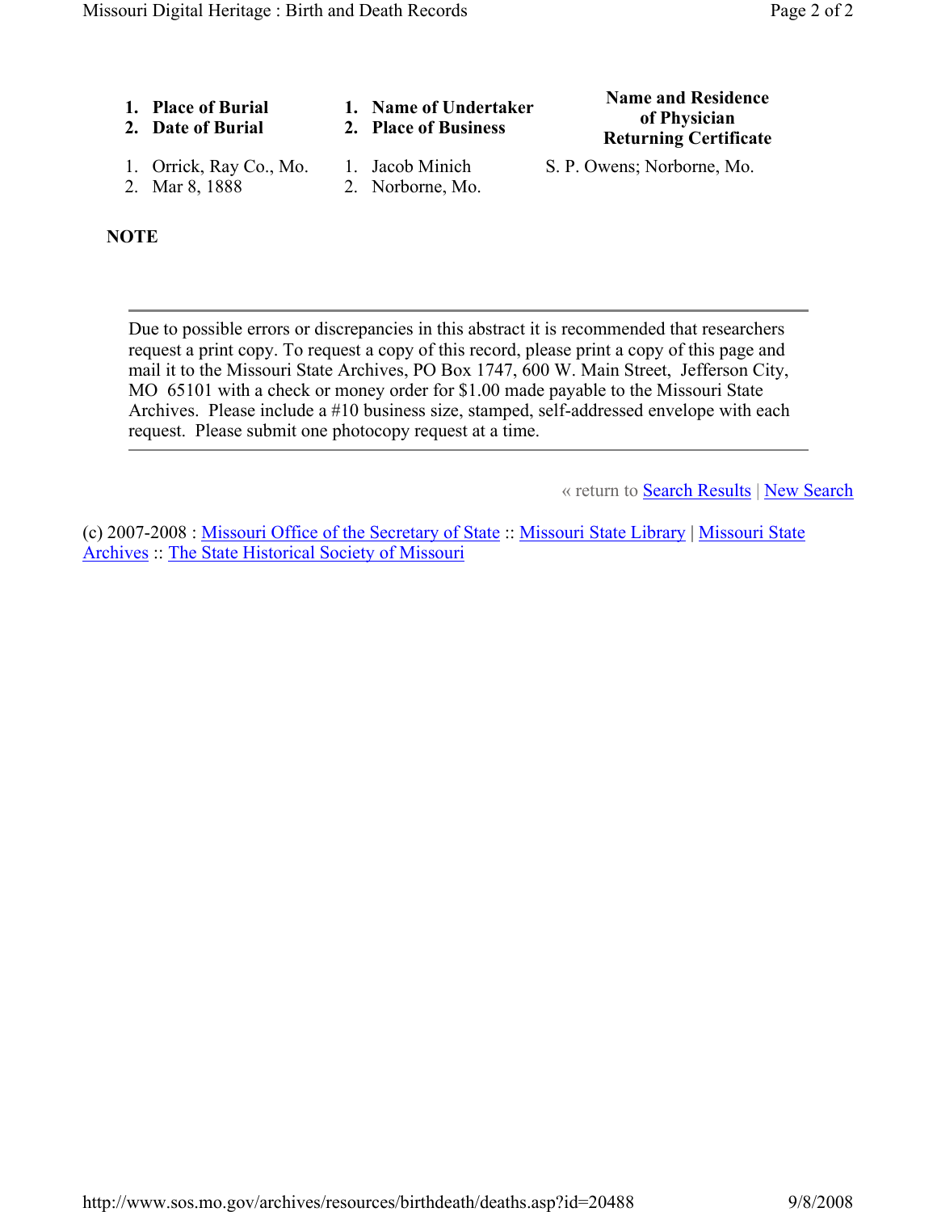| 1. Place of Burial<br>2. Date of Burial | 1. Name of Undertaker<br>2. Place of Business | Name and Residence of Physician Returning Certificate |
|---|---|---|
| 1. Orrick, Ray Co., Mo.<br>2. Mar 8, 1888 | 1. Jacob Minich<br>2. Norborne, Mo. | S. P. Owens; Norborne, Mo. |

**NOTE**

---

Due to possible errors or discrepancies in this abstract it is recommended that researchers request a print copy. To request a copy of this record, please print a copy of this page and mail it to the Missouri State Archives, PO Box 1747, 600 W. Main Street, Jefferson City, MO 65101 with a check or money order for $1.00 made payable to the Missouri State Archives. Please include a #10 business size, stamped, self-addressed envelope with each request. Please submit one photocopy request at a time.

---

« return to Search Results | New Search

(c) 2007-2008 : Missouri Office of the Secretary of State :: Missouri State Library | Missouri State Archives :: The State Historical Society of Missouri